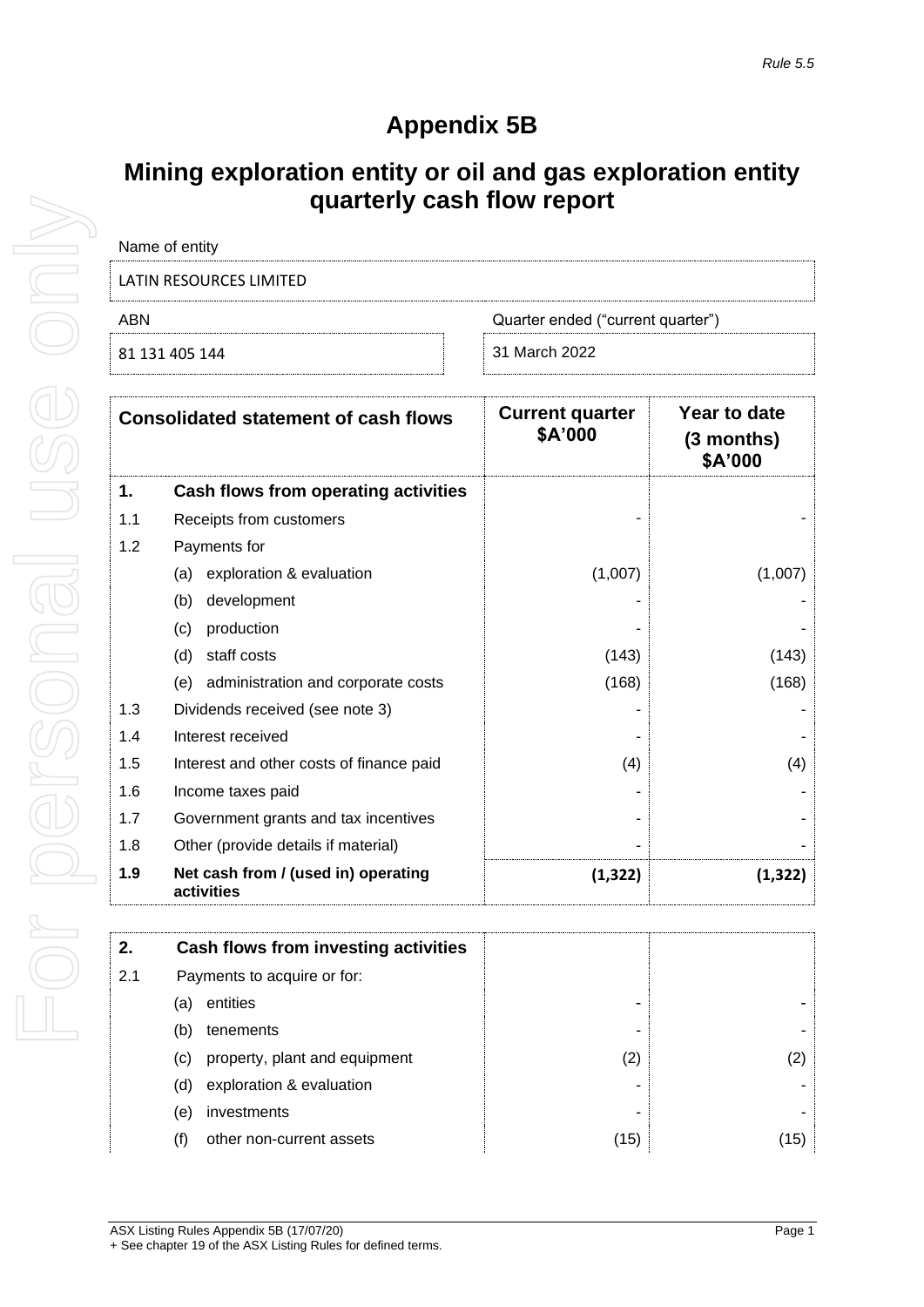*Rule 5.5*

# Appendix 5B

## Mining exploration entity or oil and gas exploration entity quarterly cash flow report

| Name of entity | |
|---|---|
| LATIN RESOURCES LIMITED | |
| **ABN** | **Quarter ended ("current quarter")** |
| 81 131 405 144 | 31 March 2022 |

| | Consolidated statement of cash flows | Current quarter $A'000 | Year to date (3 months) $A'000 |
|---|---|---|---|
| **1.** | **Cash flows from operating activities** | | |
| 1.1 | Receipts from customers | - | - |
| 1.2 | Payments for | | |
| | (a) exploration & evaluation | (1,007) | (1,007) |
| | (b) development | - | - |
| | (c) production | - | - |
| | (d) staff costs | (143) | (143) |
| | (e) administration and corporate costs | (168) | (168) |
| 1.3 | Dividends received (see note 3) | - | - |
| 1.4 | Interest received | - | - |
| 1.5 | Interest and other costs of finance paid | (4) | (4) |
| 1.6 | Income taxes paid | - | - |
| 1.7 | Government grants and tax incentives | - | - |
| 1.8 | Other (provide details if material) | - | - |
| **1.9** | **Net cash from / (used in) operating activities** | **(1,322)** | **(1,322)** |

| | | | |
|---|---|---|---|
| **2.** | **Cash flows from investing activities** | | |
| 2.1 | Payments to acquire or for: | | |
| | (a) entities | - | - |
| | (b) tenements | - | - |
| | (c) property, plant and equipment | (2) | (2) |
| | (d) exploration & evaluation | - | - |
| | (e) investments | - | - |
| | (f) other non-current assets | (15) | (15) |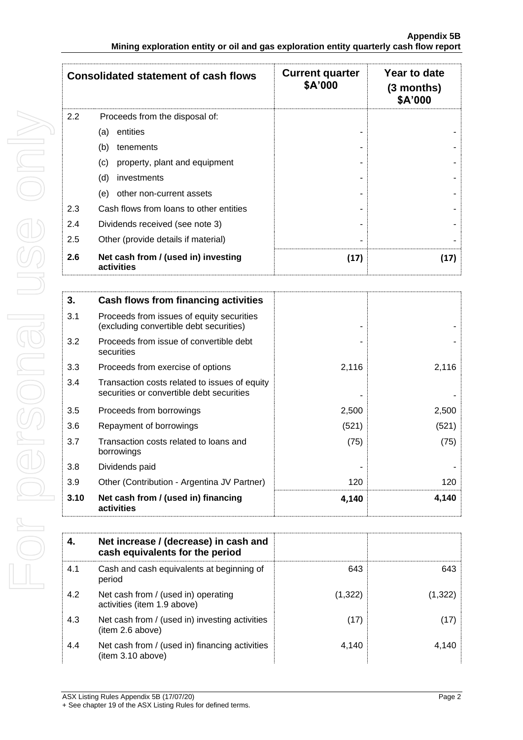| Consolidated statement of cash flows | | Current quarter $A'000 | Year to date (3 months) $A'000 |
|---|---|---|---|
| 2.2 | Proceeds from the disposal of: | | |
| | (a) entities | - | - |
| | (b) tenements | - | - |
| | (c) property, plant and equipment | - | - |
| | (d) investments | - | - |
| | (e) other non-current assets | - | - |
| 2.3 | Cash flows from loans to other entities | - | - |
| 2.4 | Dividends received (see note 3) | - | - |
| 2.5 | Other (provide details if material) | - | - |
| **2.6** | **Net cash from / (used in) investing activities** | **(17)** | **(17)** |

| | | | |
|---|---|---|---|
| **3.** | **Cash flows from financing activities** | | |
| 3.1 | Proceeds from issues of equity securities (excluding convertible debt securities) | - | - |
| 3.2 | Proceeds from issue of convertible debt securities | - | - |
| 3.3 | Proceeds from exercise of options | 2,116 | 2,116 |
| 3.4 | Transaction costs related to issues of equity securities or convertible debt securities | - | - |
| 3.5 | Proceeds from borrowings | 2,500 | 2,500 |
| 3.6 | Repayment of borrowings | (521) | (521) |
| 3.7 | Transaction costs related to loans and borrowings | (75) | (75) |
| 3.8 | Dividends paid | - | - |
| 3.9 | Other (Contribution - Argentina JV Partner) | 120 | 120 |
| **3.10** | **Net cash from / (used in) financing activities** | **4,140** | **4,140** |

| | | | |
|---|---|---|---|
| **4.** | **Net increase / (decrease) in cash and cash equivalents for the period** | | |
| 4.1 | Cash and cash equivalents at beginning of period | 643 | 643 |
| 4.2 | Net cash from / (used in) operating activities (item 1.9 above) | (1,322) | (1,322) |
| 4.3 | Net cash from / (used in) investing activities (item 2.6 above) | (17) | (17) |
| 4.4 | Net cash from / (used in) financing activities (item 3.10 above) | 4,140 | 4,140 |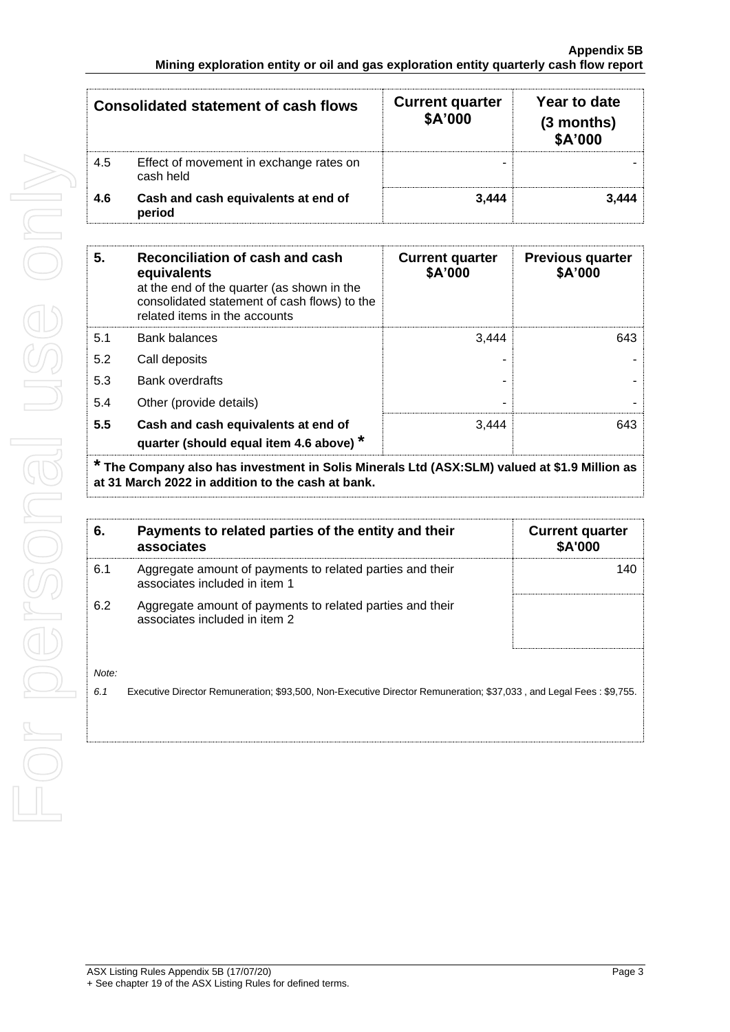| Consolidated statement of cash flows | | Current quarter $A'000 | Year to date (3 months) $A'000 |
|---|---|---|---|
| 4.5 | Effect of movement in exchange rates on cash held | - | - |
| **4.6** | **Cash and cash equivalents at end of period** | **3,444** | **3,444** |

| **5.** | **Reconciliation of cash and cash equivalents** at the end of the quarter (as shown in the consolidated statement of cash flows) to the related items in the accounts | **Current quarter $A'000** | **Previous quarter $A'000** |
|---|---|---|---|
| 5.1 | Bank balances | 3,444 | 643 |
| 5.2 | Call deposits | - | - |
| 5.3 | Bank overdrafts | - | - |
| 5.4 | Other (provide details) | - | - |
| **5.5** | **Cash and cash equivalents at end of quarter (should equal item 4.6 above)** * | 3,444 | 643 |

**\* The Company also has investment in Solis Minerals Ltd (ASX:SLM) valued at $1.9 Million as at 31 March 2022 in addition to the cash at bank.**

| **6.** | **Payments to related parties of the entity and their associates** | **Current quarter $A'000** |
|---|---|---|
| 6.1 | Aggregate amount of payments to related parties and their associates included in item 1 | 140 |
| 6.2 | Aggregate amount of payments to related parties and their associates included in item 2 | |

*Note:*

*6.1* Executive Director Remuneration; $93,500, Non-Executive Director Remuneration; $37,033 , and Legal Fees : $9,755.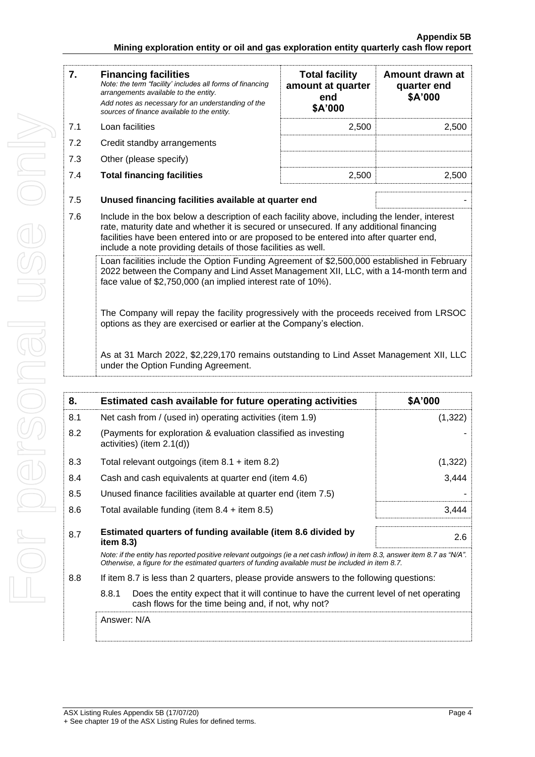| 7. | **Financing facilities** *Note: the term "facility' includes all forms of financing arrangements available to the entity.* *Add notes as necessary for an understanding of the sources of finance available to the entity.* | **Total facility amount at quarter end \$A'000** | **Amount drawn at quarter end \$A'000** |
|---|---|---|---|
| 7.1 | Loan facilities | 2,500 | 2,500 |
| 7.2 | Credit standby arrangements | | |
| 7.3 | Other (please specify) | | |
| 7.4 | **Total financing facilities** | 2,500 | 2,500 |

| | | |
|---|---|---|
| 7.5 | **Unused financing facilities available at quarter end** | - |

7.6 Include in the box below a description of each facility above, including the lender, interest rate, maturity date and whether it is secured or unsecured. If any additional financing facilities have been entered into or are proposed to be entered into after quarter end, include a note providing details of those facilities as well.

Loan facilities include the Option Funding Agreement of $2,500,000 established in February 2022 between the Company and Lind Asset Management XII, LLC, with a 14-month term and face value of $2,750,000 (an implied interest rate of 10%).

The Company will repay the facility progressively with the proceeds received from LRSOC options as they are exercised or earlier at the Company's election.

As at 31 March 2022, $2,229,170 remains outstanding to Lind Asset Management XII, LLC under the Option Funding Agreement.

| 8. | **Estimated cash available for future operating activities** | **\$A'000** |
|---|---|---|
| 8.1 | Net cash from / (used in) operating activities (item 1.9) | (1,322) |
| 8.2 | (Payments for exploration & evaluation classified as investing activities) (item 2.1(d)) | - |
| 8.3 | Total relevant outgoings (item 8.1 + item 8.2) | (1,322) |
| 8.4 | Cash and cash equivalents at quarter end (item 4.6) | 3,444 |
| 8.5 | Unused finance facilities available at quarter end (item 7.5) | - |
| 8.6 | Total available funding (item 8.4 + item 8.5) | 3,444 |
| 8.7 | **Estimated quarters of funding available (item 8.6 divided by item 8.3)** | 2.6 |

*Note: if the entity has reported positive relevant outgoings (ie a net cash inflow) in item 8.3, answer item 8.7 as "N/A". Otherwise, a figure for the estimated quarters of funding available must be included in item 8.7.*

8.8 If item 8.7 is less than 2 quarters, please provide answers to the following questions:

8.8.1 Does the entity expect that it will continue to have the current level of net operating cash flows for the time being and, if not, why not?

Answer: N/A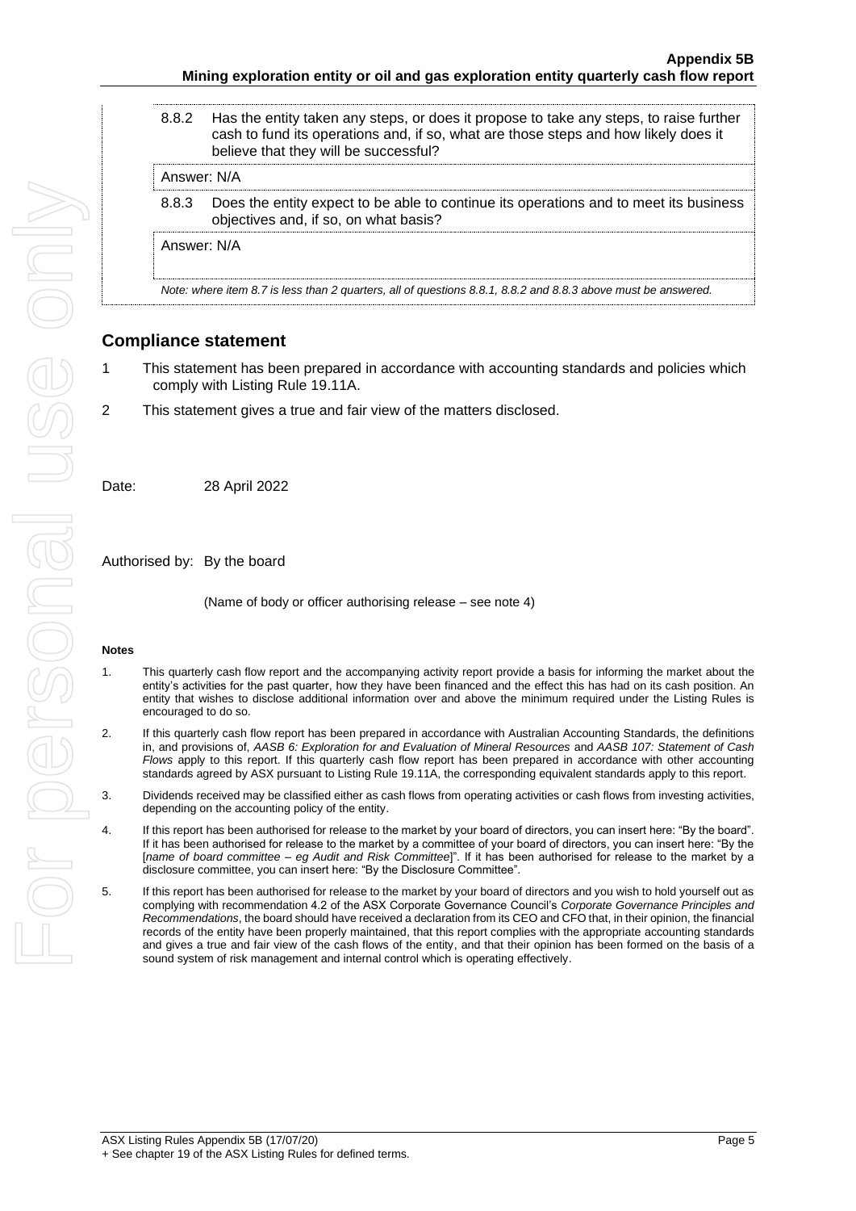| | | |
|---|---|---|
| 8.8.2 | Has the entity taken any steps, or does it propose to take any steps, to raise further cash to fund its operations and, if so, what are those steps and how likely does it believe that they will be successful? | |
| Answer: N/A | | |
| 8.8.3 | Does the entity expect to be able to continue its operations and to meet its business objectives and, if so, on what basis? | |
| Answer: N/A | | |

*Note: where item 8.7 is less than 2 quarters, all of questions 8.8.1, 8.8.2 and 8.8.3 above must be answered.*

## Compliance statement

1. This statement has been prepared in accordance with accounting standards and policies which comply with Listing Rule 19.11A.
2. This statement gives a true and fair view of the matters disclosed.

Date: 28 April 2022

Authorised by: By the board

(Name of body or officer authorising release – see note 4)

**Notes**

1. This quarterly cash flow report and the accompanying activity report provide a basis for informing the market about the entity's activities for the past quarter, how they have been financed and the effect this has had on its cash position. An entity that wishes to disclose additional information over and above the minimum required under the Listing Rules is encouraged to do so.
2. If this quarterly cash flow report has been prepared in accordance with Australian Accounting Standards, the definitions in, and provisions of, *AASB 6: Exploration for and Evaluation of Mineral Resources* and *AASB 107: Statement of Cash Flows* apply to this report. If this quarterly cash flow report has been prepared in accordance with other accounting standards agreed by ASX pursuant to Listing Rule 19.11A, the corresponding equivalent standards apply to this report.
3. Dividends received may be classified either as cash flows from operating activities or cash flows from investing activities, depending on the accounting policy of the entity.
4. If this report has been authorised for release to the market by your board of directors, you can insert here: "By the board". If it has been authorised for release to the market by a committee of your board of directors, you can insert here: "By the [*name of board committee – eg Audit and Risk Committee*]". If it has been authorised for release to the market by a disclosure committee, you can insert here: "By the Disclosure Committee".
5. If this report has been authorised for release to the market by your board of directors and you wish to hold yourself out as complying with recommendation 4.2 of the ASX Corporate Governance Council's *Corporate Governance Principles and Recommendations*, the board should have received a declaration from its CEO and CFO that, in their opinion, the financial records of the entity have been properly maintained, that this report complies with the appropriate accounting standards and gives a true and fair view of the cash flows of the entity, and that their opinion has been formed on the basis of a sound system of risk management and internal control which is operating effectively.